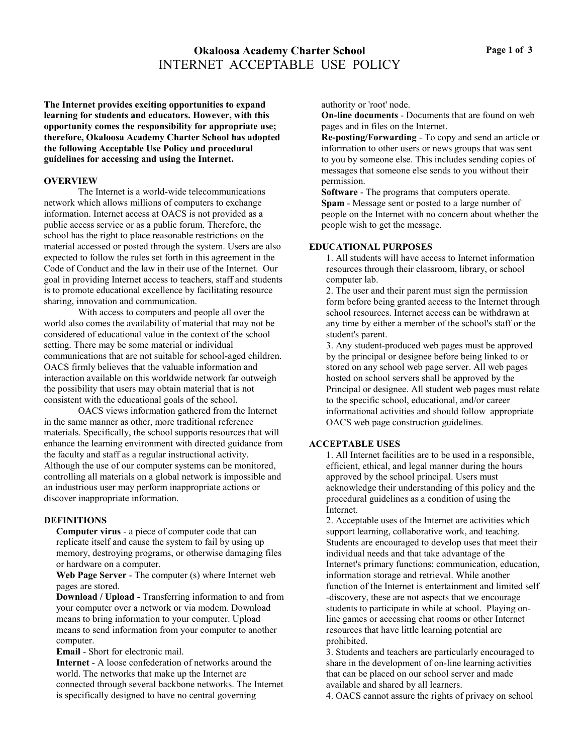# Okaloosa Academy Charter School
# INTERNET ACCEPTABLE USE POLICY

**The Internet provides exciting opportunities to expand learning for students and educators. However, with this opportunity comes the responsibility for appropriate use; therefore, Okaloosa Academy Charter School has adopted the following Acceptable Use Policy and procedural guidelines for accessing and using the Internet.**

## OVERVIEW

The Internet is a world-wide telecommunications network which allows millions of computers to exchange information. Internet access at OACS is not provided as a public access service or as a public forum. Therefore, the school has the right to place reasonable restrictions on the material accessed or posted through the system. Users are also expected to follow the rules set forth in this agreement in the Code of Conduct and the law in their use of the Internet. Our goal in providing Internet access to teachers, staff and students is to promote educational excellence by facilitating resource sharing, innovation and communication.

With access to computers and people all over the world also comes the availability of material that may not be considered of educational value in the context of the school setting. There may be some material or individual communications that are not suitable for school-aged children. OACS firmly believes that the valuable information and interaction available on this worldwide network far outweigh the possibility that users may obtain material that is not consistent with the educational goals of the school.

OACS views information gathered from the Internet in the same manner as other, more traditional reference materials. Specifically, the school supports resources that will enhance the learning environment with directed guidance from the faculty and staff as a regular instructional activity. Although the use of our computer systems can be monitored, controlling all materials on a global network is impossible and an industrious user may perform inappropriate actions or discover inappropriate information.

## DEFINITIONS

**Computer virus** - a piece of computer code that can replicate itself and cause the system to fail by using up memory, destroying programs, or otherwise damaging files or hardware on a computer.

**Web Page Server** - The computer (s) where Internet web pages are stored.

**Download / Upload** - Transferring information to and from your computer over a network or via modem. Download means to bring information to your computer. Upload means to send information from your computer to another computer.

**Email** - Short for electronic mail.

**Internet** - A loose confederation of networks around the world. The networks that make up the Internet are connected through several backbone networks. The Internet is specifically designed to have no central governing authority or 'root' node.

**On-line documents** - Documents that are found on web pages and in files on the Internet.

**Re-posting/Forwarding** - To copy and send an article or information to other users or news groups that was sent to you by someone else. This includes sending copies of messages that someone else sends to you without their permission.

**Software** - The programs that computers operate.

**Spam** - Message sent or posted to a large number of people on the Internet with no concern about whether the people wish to get the message.

## EDUCATIONAL PURPOSES

1. All students will have access to Internet information resources through their classroom, library, or school computer lab.
2. The user and their parent must sign the permission form before being granted access to the Internet through school resources. Internet access can be withdrawn at any time by either a member of the school's staff or the student's parent.
3. Any student-produced web pages must be approved by the principal or designee before being linked to or stored on any school web page server. All web pages hosted on school servers shall be approved by the Principal or designee. All student web pages must relate to the specific school, educational, and/or career informational activities and should follow appropriate OACS web page construction guidelines.

## ACCEPTABLE USES

1. All Internet facilities are to be used in a responsible, efficient, ethical, and legal manner during the hours approved by the school principal. Users must acknowledge their understanding of this policy and the procedural guidelines as a condition of using the Internet.
2. Acceptable uses of the Internet are activities which support learning, collaborative work, and teaching. Students are encouraged to develop uses that meet their individual needs and that take advantage of the Internet's primary functions: communication, education, information storage and retrieval. While another function of the Internet is entertainment and limited self -discovery, these are not aspects that we encourage students to participate in while at school. Playing on-line games or accessing chat rooms or other Internet resources that have little learning potential are prohibited.
3. Students and teachers are particularly encouraged to share in the development of on-line learning activities that can be placed on our school server and made available and shared by all learners.
4. OACS cannot assure the rights of privacy on school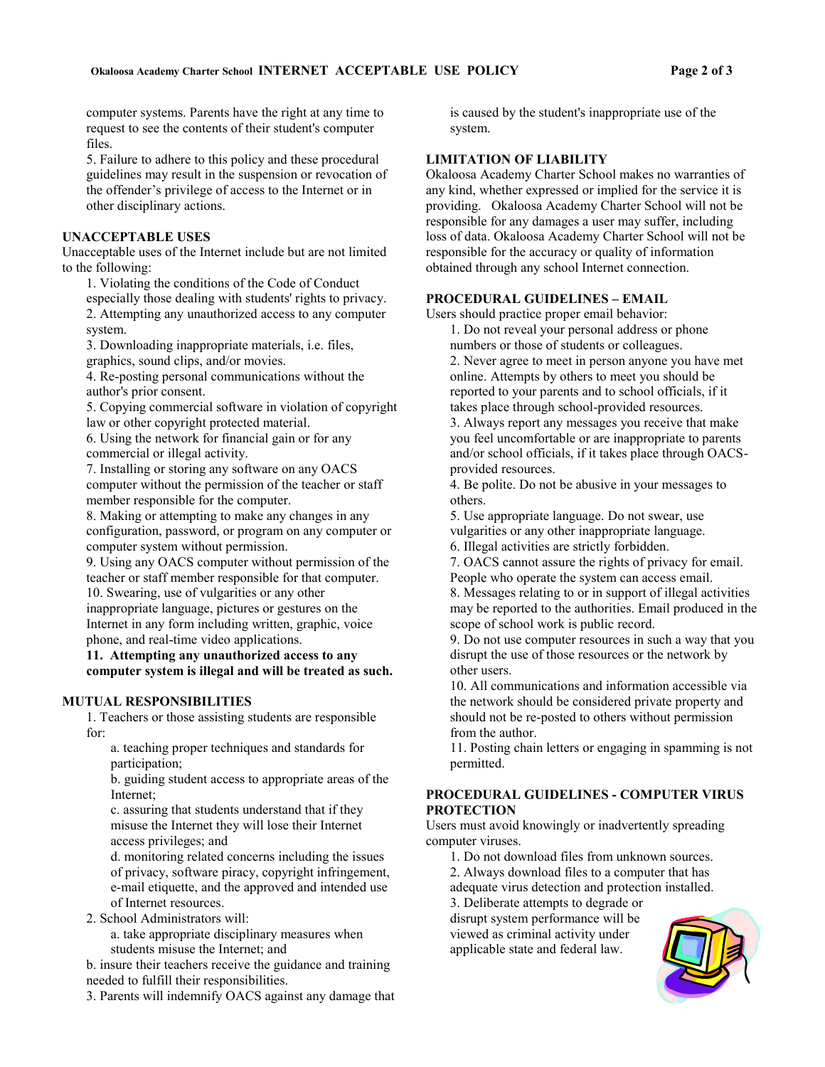computer systems. Parents have the right at any time to request to see the contents of their student's computer files.

5. Failure to adhere to this policy and these procedural guidelines may result in the suspension or revocation of the offender's privilege of access to the Internet or in other disciplinary actions.

## UNACCEPTABLE USES

Unacceptable uses of the Internet include but are not limited to the following:

1. Violating the conditions of the Code of Conduct especially those dealing with students' rights to privacy.
2. Attempting any unauthorized access to any computer system.
3. Downloading inappropriate materials, i.e. files, graphics, sound clips, and/or movies.
4. Re-posting personal communications without the author's prior consent.
5. Copying commercial software in violation of copyright law or other copyright protected material.
6. Using the network for financial gain or for any commercial or illegal activity.
7. Installing or storing any software on any OACS computer without the permission of the teacher or staff member responsible for the computer.
8. Making or attempting to make any changes in any configuration, password, or program on any computer or computer system without permission.
9. Using any OACS computer without permission of the teacher or staff member responsible for that computer.
10. Swearing, use of vulgarities or any other inappropriate language, pictures or gestures on the Internet in any form including written, graphic, voice phone, and real-time video applications.
11. **Attempting any unauthorized access to any computer system is illegal and will be treated as such.**

## MUTUAL RESPONSIBILITIES

1. Teachers or those assisting students are responsible for:
   a. teaching proper techniques and standards for participation;
   b. guiding student access to appropriate areas of the Internet;
   c. assuring that students understand that if they misuse the Internet they will lose their Internet access privileges; and
   d. monitoring related concerns including the issues of privacy, software piracy, copyright infringement, e-mail etiquette, and the approved and intended use of Internet resources.
2. School Administrators will:
   a. take appropriate disciplinary measures when students misuse the Internet; and
   b. insure their teachers receive the guidance and training needed to fulfill their responsibilities.
3. Parents will indemnify OACS against any damage that is caused by the student's inappropriate use of the system.

## LIMITATION OF LIABILITY

Okaloosa Academy Charter School makes no warranties of any kind, whether expressed or implied for the service it is providing. Okaloosa Academy Charter School will not be responsible for any damages a user may suffer, including loss of data. Okaloosa Academy Charter School will not be responsible for the accuracy or quality of information obtained through any school Internet connection.

## PROCEDURAL GUIDELINES – EMAIL

Users should practice proper email behavior:

1. Do not reveal your personal address or phone numbers or those of students or colleagues.
2. Never agree to meet in person anyone you have met online. Attempts by others to meet you should be reported to your parents and to school officials, if it takes place through school-provided resources.
3. Always report any messages you receive that make you feel uncomfortable or are inappropriate to parents and/or school officials, if it takes place through OACS-provided resources.
4. Be polite. Do not be abusive in your messages to others.
5. Use appropriate language. Do not swear, use vulgarities or any other inappropriate language.
6. Illegal activities are strictly forbidden.
7. OACS cannot assure the rights of privacy for email. People who operate the system can access email.
8. Messages relating to or in support of illegal activities may be reported to the authorities. Email produced in the scope of school work is public record.
9. Do not use computer resources in such a way that you disrupt the use of those resources or the network by other users.
10. All communications and information accessible via the network should be considered private property and should not be re-posted to others without permission from the author.
11. Posting chain letters or engaging in spamming is not permitted.

## PROCEDURAL GUIDELINES - COMPUTER VIRUS PROTECTION

Users must avoid knowingly or inadvertently spreading computer viruses.

1. Do not download files from unknown sources.
2. Always download files to a computer that has adequate virus detection and protection installed.
3. Deliberate attempts to degrade or disrupt system performance will be viewed as criminal activity under applicable state and federal law.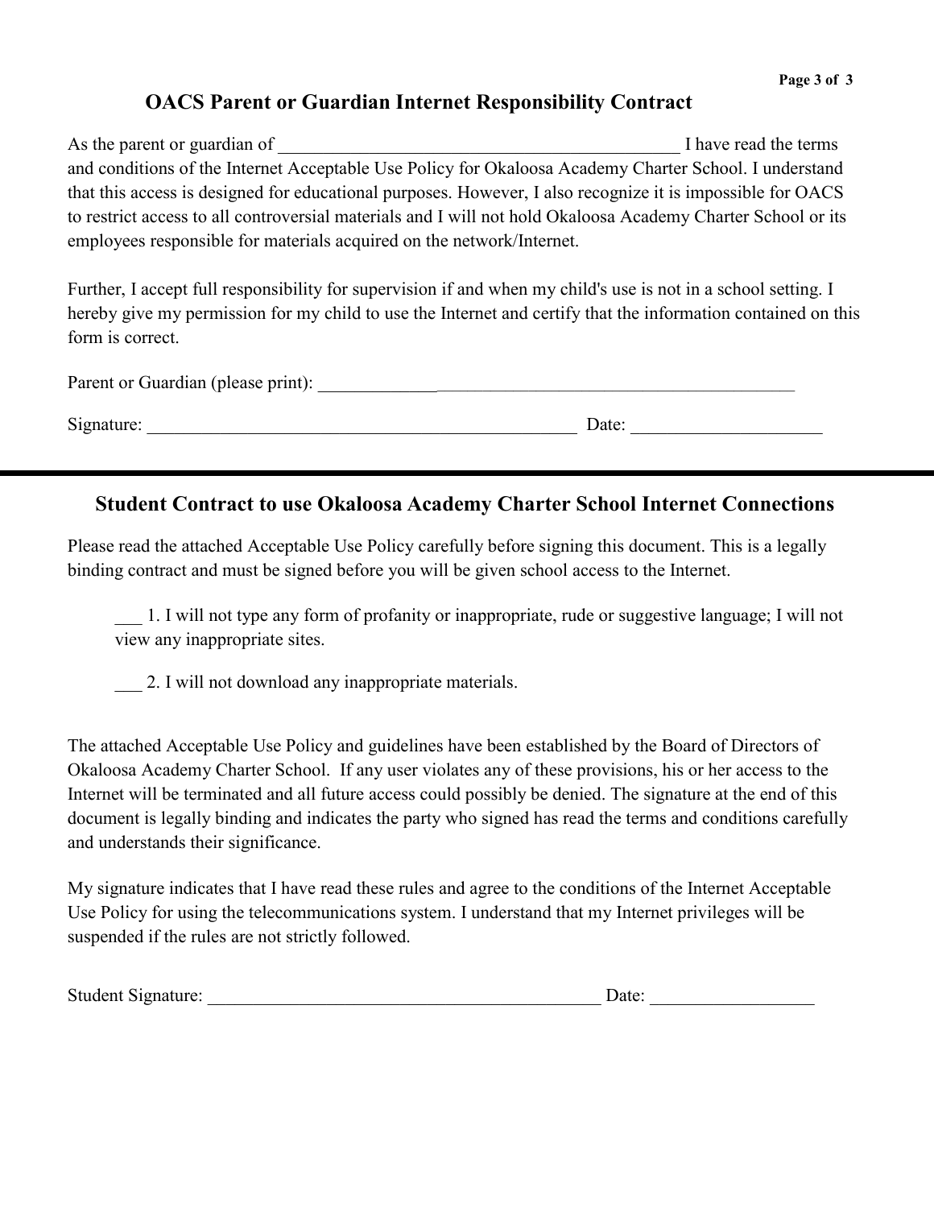## OACS Parent or Guardian Internet Responsibility Contract

As the parent or guardian of _____________________________________________ I have read the terms and conditions of the Internet Acceptable Use Policy for Okaloosa Academy Charter School. I understand that this access is designed for educational purposes. However, I also recognize it is impossible for OACS to restrict access to all controversial materials and I will not hold Okaloosa Academy Charter School or its employees responsible for materials acquired on the network/Internet.

Further, I accept full responsibility for supervision if and when my child's use is not in a school setting. I hereby give my permission for my child to use the Internet and certify that the information contained on this form is correct.

Parent or Guardian (please print): ______________________________________________________

Signature: _________________________________________________ Date: _____________________

---

## Student Contract to use Okaloosa Academy Charter School Internet Connections

Please read the attached Acceptable Use Policy carefully before signing this document. This is a legally binding contract and must be signed before you will be given school access to the Internet.

___ 1. I will not type any form of profanity or inappropriate, rude or suggestive language; I will not view any inappropriate sites.

___ 2. I will not download any inappropriate materials.

The attached Acceptable Use Policy and guidelines have been established by the Board of Directors of Okaloosa Academy Charter School. If any user violates any of these provisions, his or her access to the Internet will be terminated and all future access could possibly be denied. The signature at the end of this document is legally binding and indicates the party who signed has read the terms and conditions carefully and understands their significance.

My signature indicates that I have read these rules and agree to the conditions of the Internet Acceptable Use Policy for using the telecommunications system. I understand that my Internet privileges will be suspended if the rules are not strictly followed.

Student Signature: _____________________________________________ Date: __________________